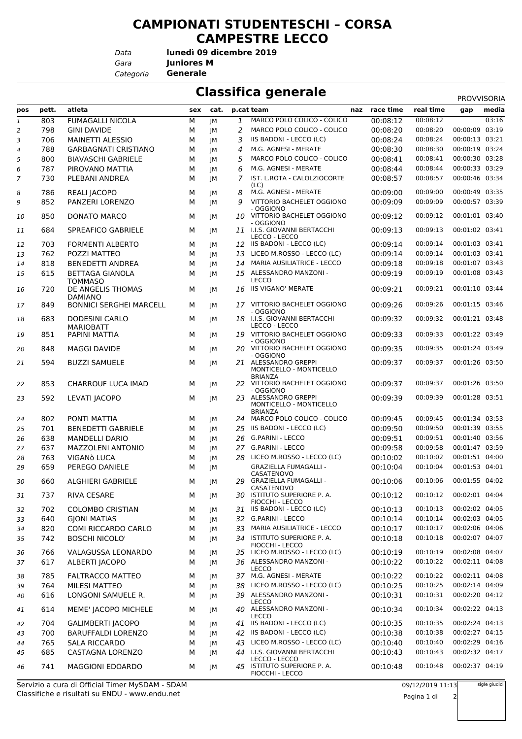# CAMPIONATI STUDENTESCHI – CORSA CAMPESTRE LECCO

*Data* **lunedì 09 dicembre 2019**
*Gara* **Juniores M**
*Categoria* **Generale**

## Classifica generale

PROVVISORIA

| pos | pett. | atleta | sex | cat. | p.cat | team | naz | race time | real time | gap | media |
|---|---|---|---|---|---|---|---|---|---|---|---|
| 1 | 803 | FUMAGALLI NICOLA | M | JM | 1 | MARCO POLO COLICO - COLICO | | 00:08:12 | 00:08:12 | | 03:16 |
| 2 | 798 | GINI DAVIDE | M | JM | 2 | MARCO POLO COLICO - COLICO | | 00:08:20 | 00:08:20 | 00:00:09 | 03:19 |
| 3 | 706 | MAINETTI ALESSIO | M | JM | 3 | IIS BADONI - LECCO (LC) | | 00:08:24 | 00:08:24 | 00:00:13 | 03:21 |
| 4 | 788 | GARBAGNATI CRISTIANO | M | JM | 4 | M.G. AGNESI - MERATE | | 00:08:30 | 00:08:30 | 00:00:19 | 03:24 |
| 5 | 800 | BIAVASCHI GABRIELE | M | JM | 5 | MARCO POLO COLICO - COLICO | | 00:08:41 | 00:08:41 | 00:00:30 | 03:28 |
| 6 | 787 | PIROVANO MATTIA | M | JM | 6 | M.G. AGNESI - MERATE | | 00:08:44 | 00:08:44 | 00:00:33 | 03:29 |
| 7 | 730 | PLEBANI ANDREA | M | JM | 7 | IST. L.ROTA - CALOLZIOCORTE (LC) | | 00:08:57 | 00:08:57 | 00:00:46 | 03:34 |
| 8 | 786 | REALI JACOPO | M | JM | 8 | M.G. AGNESI - MERATE | | 00:09:00 | 00:09:00 | 00:00:49 | 03:35 |
| 9 | 852 | PANZERI LORENZO | M | JM | 9 | VITTORIO BACHELET OGGIONO - OGGIONO | | 00:09:09 | 00:09:09 | 00:00:57 | 03:39 |
| 10 | 850 | DONATO MARCO | M | JM | 10 | VITTORIO BACHELET OGGIONO - OGGIONO | | 00:09:12 | 00:09:12 | 00:01:01 | 03:40 |
| 11 | 684 | SPREAFICO GABRIELE | M | JM | 11 | I.I.S. GIOVANNI BERTACCHI LECCO - LECCO | | 00:09:13 | 00:09:13 | 00:01:02 | 03:41 |
| 12 | 703 | FORMENTI ALBERTO | M | JM | 12 | IIS BADONI - LECCO (LC) | | 00:09:14 | 00:09:14 | 00:01:03 | 03:41 |
| 13 | 762 | POZZI MATTEO | M | JM | 13 | LICEO M.ROSSO - LECCO (LC) | | 00:09:14 | 00:09:14 | 00:01:03 | 03:41 |
| 14 | 818 | BENEDETTI ANDREA | M | JM | 14 | MARIA AUSILIATRICE - LECCO | | 00:09:18 | 00:09:18 | 00:01:07 | 03:43 |
| 15 | 615 | BETTAGA GIANOLA TOMMASO | M | JM | 15 | ALESSANDRO MANZONI - LECCO | | 00:09:19 | 00:09:19 | 00:01:08 | 03:43 |
| 16 | 720 | DE ANGELIS THOMAS DAMIANO | M | JM | 16 | IIS VIGANO' MERATE | | 00:09:21 | 00:09:21 | 00:01:10 | 03:44 |
| 17 | 849 | BONNICI SERGHEI MARCELL | M | JM | 17 | VITTORIO BACHELET OGGIONO - OGGIONO | | 00:09:26 | 00:09:26 | 00:01:15 | 03:46 |
| 18 | 683 | DODESINI CARLO MARIOBATT | M | JM | 18 | I.I.S. GIOVANNI BERTACCHI LECCO - LECCO | | 00:09:32 | 00:09:32 | 00:01:21 | 03:48 |
| 19 | 851 | PAPINI MATTIA | M | JM | 19 | VITTORIO BACHELET OGGIONO - OGGIONO | | 00:09:33 | 00:09:33 | 00:01:22 | 03:49 |
| 20 | 848 | MAGGI DAVIDE | M | JM | 20 | VITTORIO BACHELET OGGIONO - OGGIONO | | 00:09:35 | 00:09:35 | 00:01:24 | 03:49 |
| 21 | 594 | BUZZI SAMUELE | M | JM | 21 | ALESSANDRO GREPPI MONTICELLO - MONTICELLO BRIANZA | | 00:09:37 | 00:09:37 | 00:01:26 | 03:50 |
| 22 | 853 | CHARROUF LUCA IMAD | M | JM | 22 | VITTORIO BACHELET OGGIONO - OGGIONO | | 00:09:37 | 00:09:37 | 00:01:26 | 03:50 |
| 23 | 592 | LEVATI JACOPO | M | JM | 23 | ALESSANDRO GREPPI MONTICELLO - MONTICELLO BRIANZA | | 00:09:39 | 00:09:39 | 00:01:28 | 03:51 |
| 24 | 802 | PONTI MATTIA | M | JM | 24 | MARCO POLO COLICO - COLICO | | 00:09:45 | 00:09:45 | 00:01:34 | 03:53 |
| 25 | 701 | BENEDETTI GABRIELE | M | JM | 25 | IIS BADONI - LECCO (LC) | | 00:09:50 | 00:09:50 | 00:01:39 | 03:55 |
| 26 | 638 | MANDELLI DARIO | M | JM | 26 | G.PARINI - LECCO | | 00:09:51 | 00:09:51 | 00:01:40 | 03:56 |
| 27 | 637 | MAZZOLENI ANTONIO | M | JM | 27 | G.PARINI - LECCO | | 00:09:58 | 00:09:58 | 00:01:47 | 03:59 |
| 28 | 763 | VIGANò LUCA | M | JM | 28 | LICEO M.ROSSO - LECCO (LC) | | 00:10:02 | 00:10:02 | 00:01:51 | 04:00 |
| 29 | 659 | PEREGO DANIELE | M | JM | | GRAZIELLA FUMAGALLI - CASATENOVO | | 00:10:04 | 00:10:04 | 00:01:53 | 04:01 |
| 30 | 660 | ALGHIERI GABRIELE | M | JM | 29 | GRAZIELLA FUMAGALLI - CASATENOVO | | 00:10:06 | 00:10:06 | 00:01:55 | 04:02 |
| 31 | 737 | RIVA CESARE | M | JM | 30 | ISTITUTO SUPERIORE P. A. FIOCCHI - LECCO | | 00:10:12 | 00:10:12 | 00:02:01 | 04:04 |
| 32 | 702 | COLOMBO CRISTIAN | M | JM | 31 | IIS BADONI - LECCO (LC) | | 00:10:13 | 00:10:13 | 00:02:02 | 04:05 |
| 33 | 640 | GJONI MATIAS | M | JM | 32 | G.PARINI - LECCO | | 00:10:14 | 00:10:14 | 00:02:03 | 04:05 |
| 34 | 820 | COMI RICCARDO CARLO | M | JM | 33 | MARIA AUSILIATRICE - LECCO | | 00:10:17 | 00:10:17 | 00:02:06 | 04:06 |
| 35 | 742 | BOSCHI NICOLO' | M | JM | 34 | ISTITUTO SUPERIORE P. A. FIOCCHI - LECCO | | 00:10:18 | 00:10:18 | 00:02:07 | 04:07 |
| 36 | 766 | VALAGUSSA LEONARDO | M | JM | 35 | LICEO M.ROSSO - LECCO (LC) | | 00:10:19 | 00:10:19 | 00:02:08 | 04:07 |
| 37 | 617 | ALBERTI JACOPO | M | JM | 36 | ALESSANDRO MANZONI - LECCO | | 00:10:22 | 00:10:22 | 00:02:11 | 04:08 |
| 38 | 785 | FALTRACCO MATTEO | M | JM | 37 | M.G. AGNESI - MERATE | | 00:10:22 | 00:10:22 | 00:02:11 | 04:08 |
| 39 | 764 | MILESI MATTEO | M | JM | 38 | LICEO M.ROSSO - LECCO (LC) | | 00:10:25 | 00:10:25 | 00:02:14 | 04:09 |
| 40 | 616 | LONGONI SAMUELE R. | M | JM | 39 | ALESSANDRO MANZONI - LECCO | | 00:10:31 | 00:10:31 | 00:02:20 | 04:12 |
| 41 | 614 | MEME' JACOPO MICHELE | M | JM | 40 | ALESSANDRO MANZONI - LECCO | | 00:10:34 | 00:10:34 | 00:02:22 | 04:13 |
| 42 | 704 | GALIMBERTI JACOPO | M | JM | 41 | IIS BADONI - LECCO (LC) | | 00:10:35 | 00:10:35 | 00:02:24 | 04:13 |
| 43 | 700 | BARUFFALDI LORENZO | M | JM | 42 | IIS BADONI - LECCO (LC) | | 00:10:38 | 00:10:38 | 00:02:27 | 04:15 |
| 44 | 765 | SALA RICCARDO | M | JM | 43 | LICEO M.ROSSO - LECCO (LC) | | 00:10:40 | 00:10:40 | 00:02:29 | 04:16 |
| 45 | 685 | CASTAGNA LORENZO | M | JM | 44 | I.I.S. GIOVANNI BERTACCHI LECCO - LECCO | | 00:10:43 | 00:10:43 | 00:02:32 | 04:17 |
| 46 | 741 | MAGGIONI EDOARDO | M | JM | 45 | ISTITUTO SUPERIORE P. A. FIOCCHI - LECCO | | 00:10:48 | 00:10:48 | 00:02:37 | 04:19 |

Servizio a cura di Official Timer MySDAM - SDAM
Classifiche e risultati su ENDU - www.endu.net

09/12/2019 11:13

sigle giudici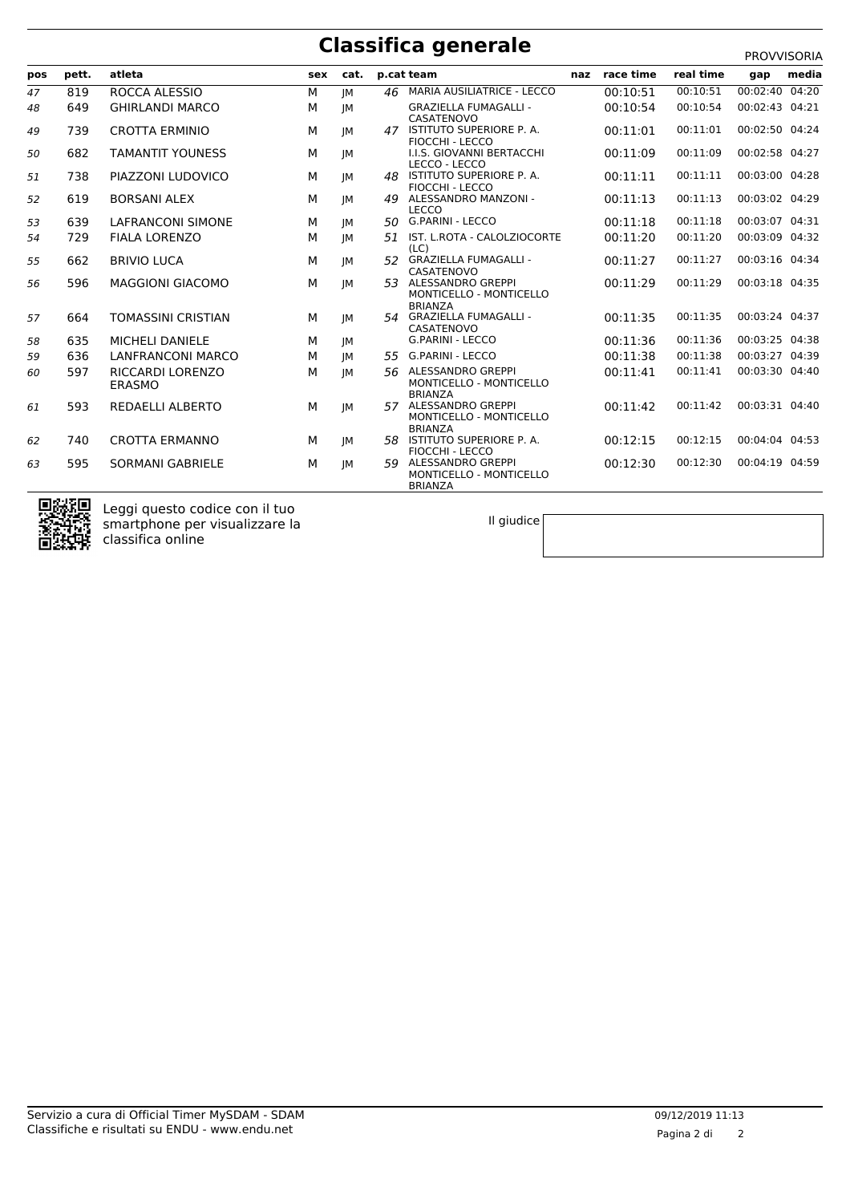# Classifica generale

PROVVISORIA

| pos | pett. | atleta | sex | cat. | p.cat | team | naz | race time | real time | gap | media |
|---|---|---|---|---|---|---|---|---|---|---|---|
| 47 | 819 | ROCCA ALESSIO | M | JM | 46 | MARIA AUSILIATRICE - LECCO | | 00:10:51 | 00:10:51 | 00:02:40 | 04:20 |
| 48 | 649 | GHIRLANDI MARCO | M | JM | | GRAZIELLA FUMAGALLI - CASATENOVO | | 00:10:54 | 00:10:54 | 00:02:43 | 04:21 |
| 49 | 739 | CROTTA ERMINIO | M | JM | 47 | ISTITUTO SUPERIORE P. A. FIOCCHI - LECCO | | 00:11:01 | 00:11:01 | 00:02:50 | 04:24 |
| 50 | 682 | TAMANTIT YOUNESS | M | JM | | I.I.S. GIOVANNI BERTACCHI LECCO - LECCO | | 00:11:09 | 00:11:09 | 00:02:58 | 04:27 |
| 51 | 738 | PIAZZONI LUDOVICO | M | JM | 48 | ISTITUTO SUPERIORE P. A. FIOCCHI - LECCO | | 00:11:11 | 00:11:11 | 00:03:00 | 04:28 |
| 52 | 619 | BORSANI ALEX | M | JM | 49 | ALESSANDRO MANZONI - LECCO | | 00:11:13 | 00:11:13 | 00:03:02 | 04:29 |
| 53 | 639 | LAFRANCONI SIMONE | M | JM | 50 | G.PARINI - LECCO | | 00:11:18 | 00:11:18 | 00:03:07 | 04:31 |
| 54 | 729 | FIALA LORENZO | M | JM | 51 | IST. L.ROTA - CALOLZIOCORTE (LC) | | 00:11:20 | 00:11:20 | 00:03:09 | 04:32 |
| 55 | 662 | BRIVIO LUCA | M | JM | 52 | GRAZIELLA FUMAGALLI - CASATENOVO | | 00:11:27 | 00:11:27 | 00:03:16 | 04:34 |
| 56 | 596 | MAGGIONI GIACOMO | M | JM | 53 | ALESSANDRO GREPPI MONTICELLO - MONTICELLO BRIANZA | | 00:11:29 | 00:11:29 | 00:03:18 | 04:35 |
| 57 | 664 | TOMASSINI CRISTIAN | M | JM | 54 | GRAZIELLA FUMAGALLI - CASATENOVO | | 00:11:35 | 00:11:35 | 00:03:24 | 04:37 |
| 58 | 635 | MICHELI DANIELE | M | JM | | G.PARINI - LECCO | | 00:11:36 | 00:11:36 | 00:03:25 | 04:38 |
| 59 | 636 | LANFRANCONI MARCO | M | JM | 55 | G.PARINI - LECCO | | 00:11:38 | 00:11:38 | 00:03:27 | 04:39 |
| 60 | 597 | RICCARDI LORENZO ERASMO | M | JM | 56 | ALESSANDRO GREPPI MONTICELLO - MONTICELLO BRIANZA | | 00:11:41 | 00:11:41 | 00:03:30 | 04:40 |
| 61 | 593 | REDAELLI ALBERTO | M | JM | 57 | ALESSANDRO GREPPI MONTICELLO - MONTICELLO BRIANZA | | 00:11:42 | 00:11:42 | 00:03:31 | 04:40 |
| 62 | 740 | CROTTA ERMANNO | M | JM | 58 | ISTITUTO SUPERIORE P. A. FIOCCHI - LECCO | | 00:12:15 | 00:12:15 | 00:04:04 | 04:53 |
| 63 | 595 | SORMANI GABRIELE | M | JM | 59 | ALESSANDRO GREPPI MONTICELLO - MONTICELLO BRIANZA | | 00:12:30 | 00:12:30 | 00:04:19 | 04:59 |

Leggi questo codice con il tuo smartphone per visualizzare la classifica online

Il giudice

Servizio a cura di Official Timer MySDAM - SDAM
Classifiche e risultati su ENDU - www.endu.net

09/12/2019 11:13